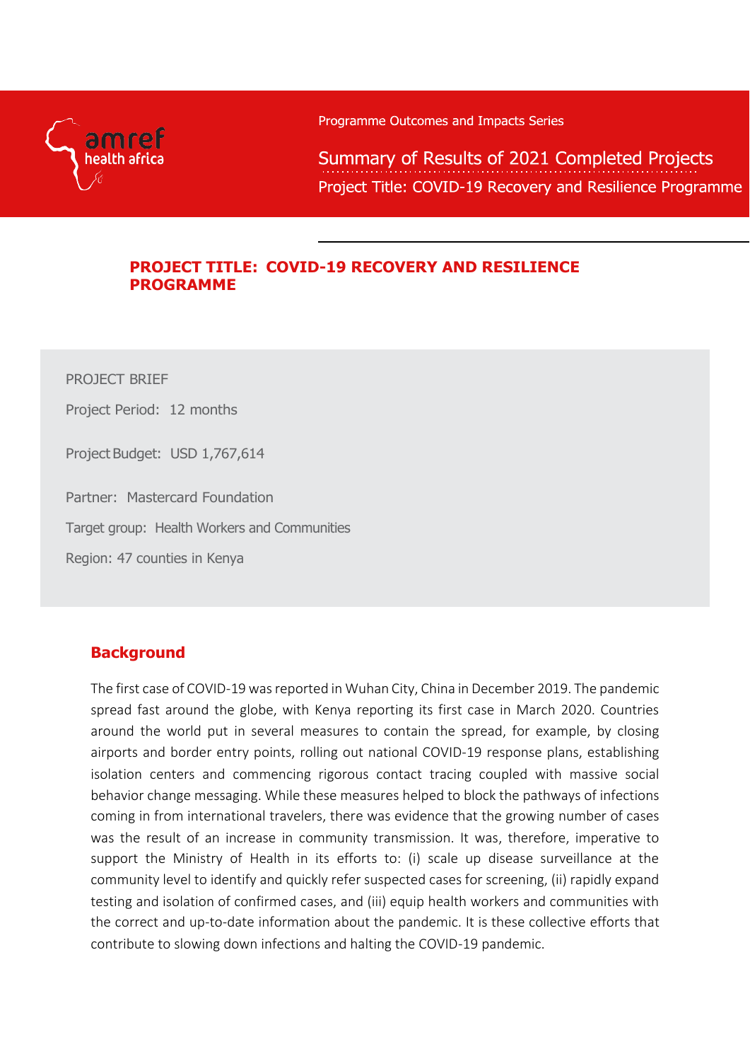Programme Outcomes and Impacts Series

Summary of Results of 2021 Completed Projects

Project Title: COVID-19 Recovery and Resilience Programme

# PROJECT TITLE: COVID-19 RECOVERY AND RESILIENCE PROGRAMME

PROJECT BRIEF

Project Period: 12 months

Project Budget: USD 1,767,614

Partner: Mastercard Foundation

Target group: Health Workers and Communities

Region: 47 counties in Kenya

## Background

The first case of COVID-19 was reported in Wuhan City, China in December 2019. The pandemic spread fast around the globe, with Kenya reporting its first case in March 2020. Countries around the world put in several measures to contain the spread, for example, by closing airports and border entry points, rolling out national COVID-19 response plans, establishing isolation centers and commencing rigorous contact tracing coupled with massive social behavior change messaging. While these measures helped to block the pathways of infections coming in from international travelers, there was evidence that the growing number of cases was the result of an increase in community transmission. It was, therefore, imperative to support the Ministry of Health in its efforts to: (i) scale up disease surveillance at the community level to identify and quickly refer suspected cases for screening, (ii) rapidly expand testing and isolation of confirmed cases, and (iii) equip health workers and communities with the correct and up-to-date information about the pandemic. It is these collective efforts that contribute to slowing down infections and halting the COVID-19 pandemic.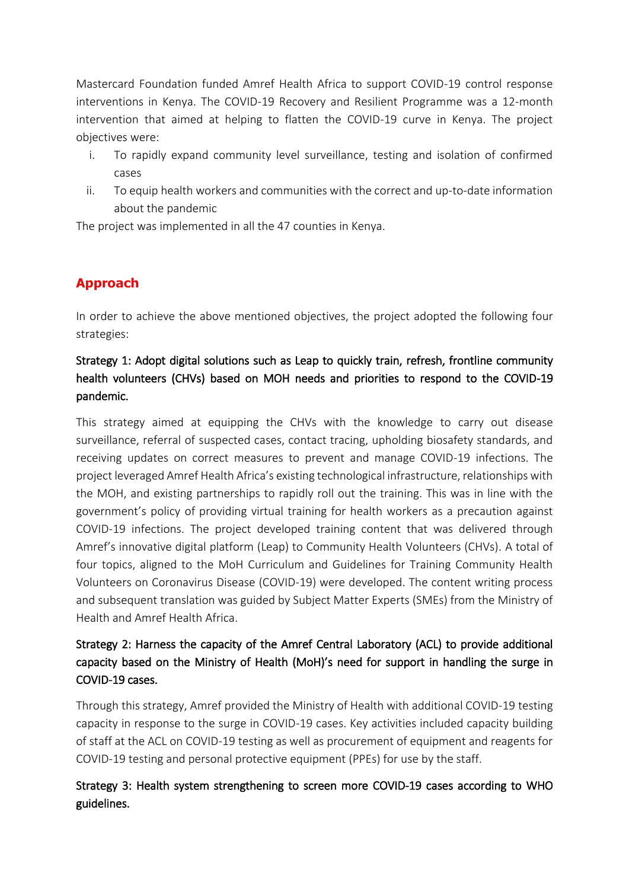Mastercard Foundation funded Amref Health Africa to support COVID-19 control response interventions in Kenya. The COVID-19 Recovery and Resilient Programme was a 12-month intervention that aimed at helping to flatten the COVID-19 curve in Kenya. The project objectives were:

i. To rapidly expand community level surveillance, testing and isolation of confirmed cases
ii. To equip health workers and communities with the correct and up-to-date information about the pandemic

The project was implemented in all the 47 counties in Kenya.

## Approach

In order to achieve the above mentioned objectives, the project adopted the following four strategies:

### Strategy 1: Adopt digital solutions such as Leap to quickly train, refresh, frontline community health volunteers (CHVs) based on MOH needs and priorities to respond to the COVID-19 pandemic.

This strategy aimed at equipping the CHVs with the knowledge to carry out disease surveillance, referral of suspected cases, contact tracing, upholding biosafety standards, and receiving updates on correct measures to prevent and manage COVID-19 infections. The project leveraged Amref Health Africa's existing technological infrastructure, relationships with the MOH, and existing partnerships to rapidly roll out the training. This was in line with the government's policy of providing virtual training for health workers as a precaution against COVID-19 infections. The project developed training content that was delivered through Amref's innovative digital platform (Leap) to Community Health Volunteers (CHVs). A total of four topics, aligned to the MoH Curriculum and Guidelines for Training Community Health Volunteers on Coronavirus Disease (COVID-19) were developed. The content writing process and subsequent translation was guided by Subject Matter Experts (SMEs) from the Ministry of Health and Amref Health Africa.

### Strategy 2: Harness the capacity of the Amref Central Laboratory (ACL) to provide additional capacity based on the Ministry of Health (MoH)'s need for support in handling the surge in COVID-19 cases.

Through this strategy, Amref provided the Ministry of Health with additional COVID-19 testing capacity in response to the surge in COVID-19 cases. Key activities included capacity building of staff at the ACL on COVID-19 testing as well as procurement of equipment and reagents for COVID-19 testing and personal protective equipment (PPEs) for use by the staff.

### Strategy 3: Health system strengthening to screen more COVID-19 cases according to WHO guidelines.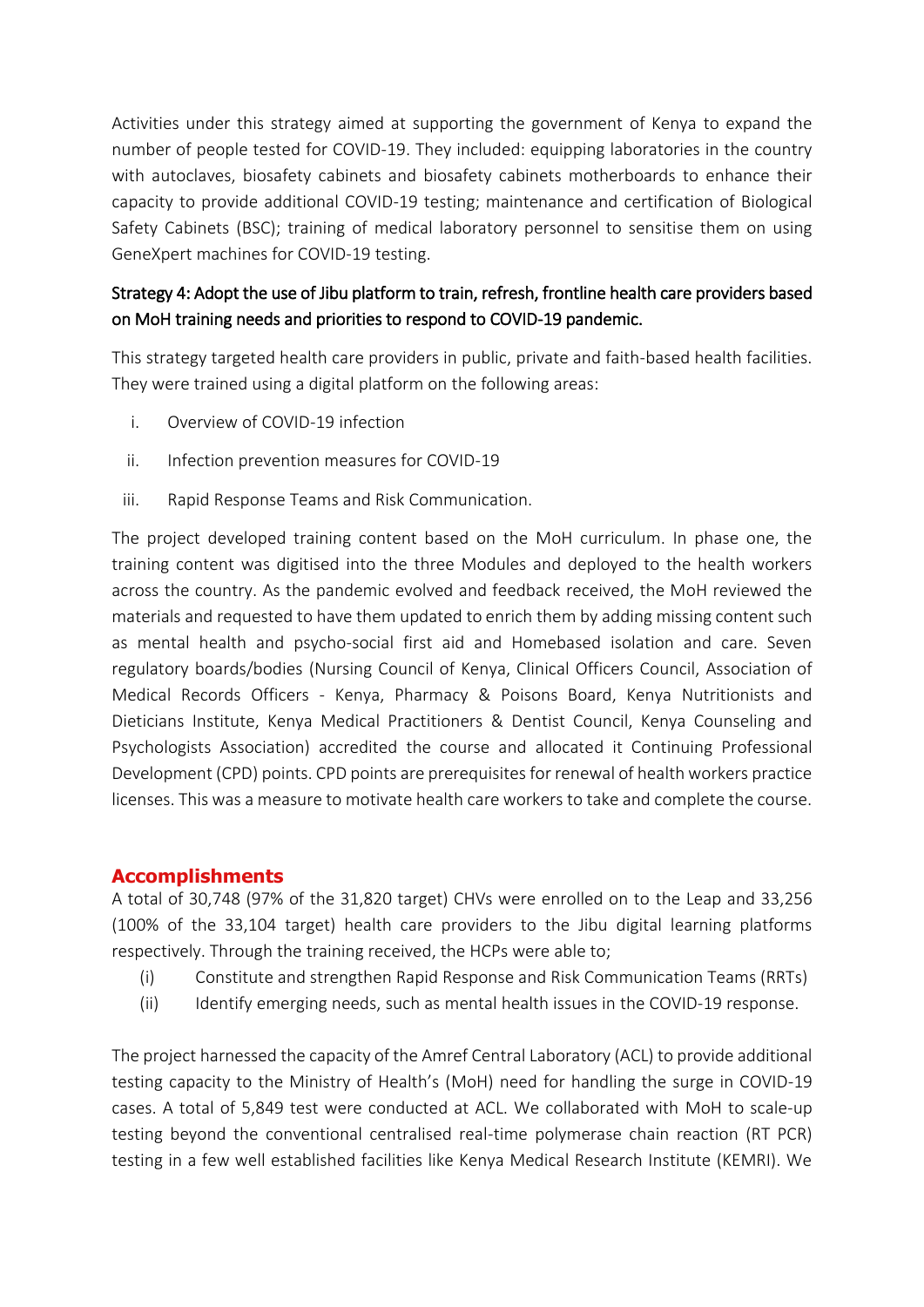Activities under this strategy aimed at supporting the government of Kenya to expand the number of people tested for COVID-19. They included: equipping laboratories in the country with autoclaves, biosafety cabinets and biosafety cabinets motherboards to enhance their capacity to provide additional COVID-19 testing; maintenance and certification of Biological Safety Cabinets (BSC); training of medical laboratory personnel to sensitise them on using GeneXpert machines for COVID-19 testing.

### Strategy 4: Adopt the use of Jibu platform to train, refresh, frontline health care providers based on MoH training needs and priorities to respond to COVID-19 pandemic.

This strategy targeted health care providers in public, private and faith-based health facilities. They were trained using a digital platform on the following areas:

i. Overview of COVID-19 infection

ii. Infection prevention measures for COVID-19

iii. Rapid Response Teams and Risk Communication.

The project developed training content based on the MoH curriculum. In phase one, the training content was digitised into the three Modules and deployed to the health workers across the country. As the pandemic evolved and feedback received, the MoH reviewed the materials and requested to have them updated to enrich them by adding missing content such as mental health and psycho-social first aid and Homebased isolation and care. Seven regulatory boards/bodies (Nursing Council of Kenya, Clinical Officers Council, Association of Medical Records Officers - Kenya, Pharmacy & Poisons Board, Kenya Nutritionists and Dieticians Institute, Kenya Medical Practitioners & Dentist Council, Kenya Counseling and Psychologists Association) accredited the course and allocated it Continuing Professional Development (CPD) points. CPD points are prerequisites for renewal of health workers practice licenses. This was a measure to motivate health care workers to take and complete the course.

## Accomplishments

A total of 30,748 (97% of the 31,820 target) CHVs were enrolled on to the Leap and 33,256 (100% of the 33,104 target) health care providers to the Jibu digital learning platforms respectively. Through the training received, the HCPs were able to;

(i) Constitute and strengthen Rapid Response and Risk Communication Teams (RRTs)

(ii) Identify emerging needs, such as mental health issues in the COVID-19 response.

The project harnessed the capacity of the Amref Central Laboratory (ACL) to provide additional testing capacity to the Ministry of Health's (MoH) need for handling the surge in COVID-19 cases. A total of 5,849 test were conducted at ACL. We collaborated with MoH to scale-up testing beyond the conventional centralised real-time polymerase chain reaction (RT PCR) testing in a few well established facilities like Kenya Medical Research Institute (KEMRI). We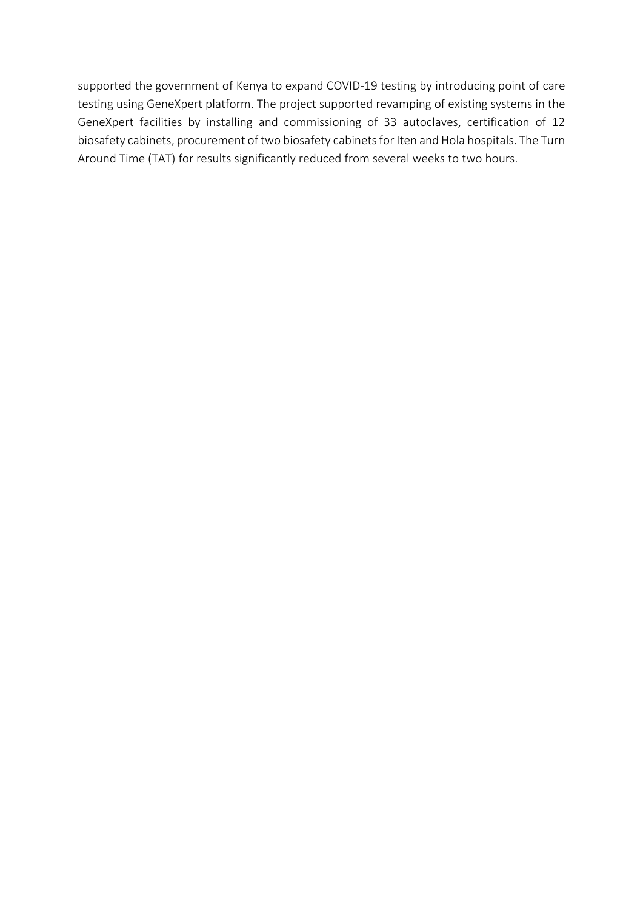supported the government of Kenya to expand COVID-19 testing by introducing point of care testing using GeneXpert platform. The project supported revamping of existing systems in the GeneXpert facilities by installing and commissioning of 33 autoclaves, certification of 12 biosafety cabinets, procurement of two biosafety cabinets for Iten and Hola hospitals. The Turn Around Time (TAT) for results significantly reduced from several weeks to two hours.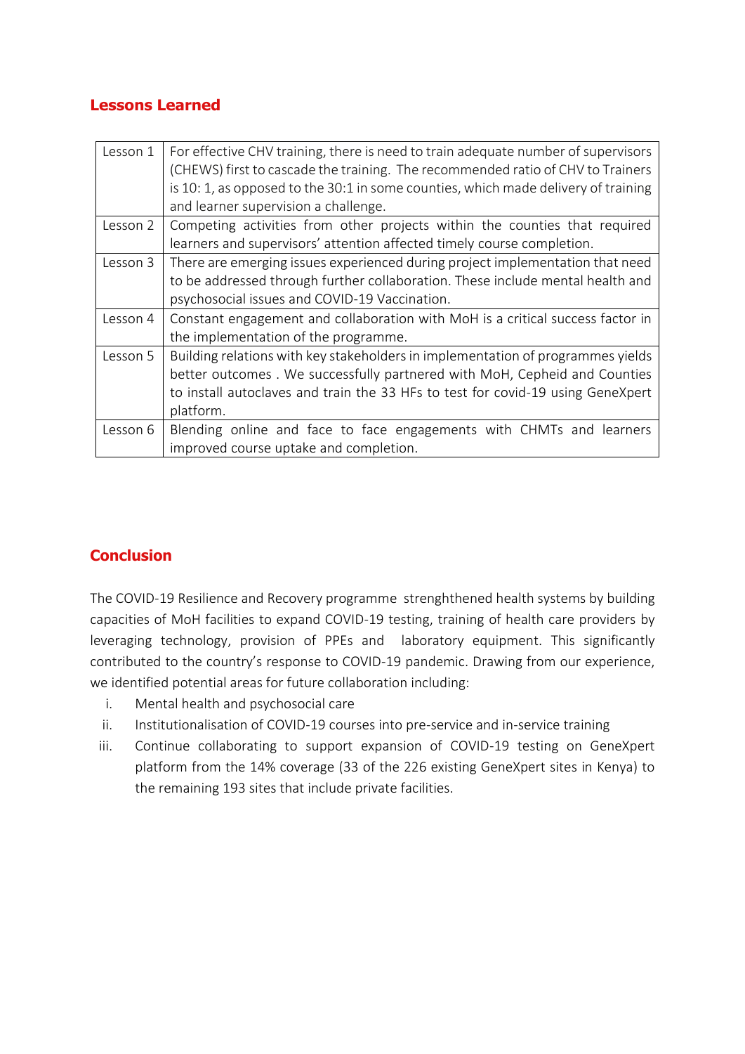## Lessons Learned

| Lesson 1 | For effective CHV training, there is need to train adequate number of supervisors (CHEWS) first to cascade the training. The recommended ratio of CHV to Trainers is 10: 1, as opposed to the 30:1 in some counties, which made delivery of training and learner supervision a challenge. |
|---|---|
| Lesson 2 | Competing activities from other projects within the counties that required learners and supervisors' attention affected timely course completion. |
| Lesson 3 | There are emerging issues experienced during project implementation that need to be addressed through further collaboration. These include mental health and psychosocial issues and COVID-19 Vaccination. |
| Lesson 4 | Constant engagement and collaboration with MoH is a critical success factor in the implementation of the programme. |
| Lesson 5 | Building relations with key stakeholders in implementation of programmes yields better outcomes . We successfully partnered with MoH, Cepheid and Counties to install autoclaves and train the 33 HFs to test for covid-19 using GeneXpert platform. |
| Lesson 6 | Blending online and face to face engagements with CHMTs and learners improved course uptake and completion. |

## Conclusion

The COVID-19 Resilience and Recovery programme strenghthened health systems by building capacities of MoH facilities to expand COVID-19 testing, training of health care providers by leveraging technology, provision of PPEs and laboratory equipment. This significantly contributed to the country's response to COVID-19 pandemic. Drawing from our experience, we identified potential areas for future collaboration including:

i. Mental health and psychosocial care
ii. Institutionalisation of COVID-19 courses into pre-service and in-service training
iii. Continue collaborating to support expansion of COVID-19 testing on GeneXpert platform from the 14% coverage (33 of the 226 existing GeneXpert sites in Kenya) to the remaining 193 sites that include private facilities.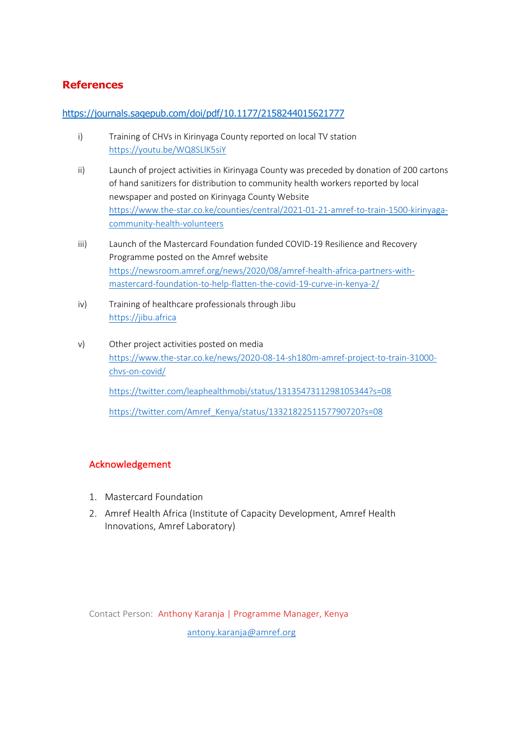## References

https://journals.sagepub.com/doi/pdf/10.1177/2158244015621777

i) Training of CHVs in Kirinyaga County reported on local TV station
https://youtu.be/WQ8SLlK5siY

ii) Launch of project activities in Kirinyaga County was preceded by donation of 200 cartons of hand sanitizers for distribution to community health workers reported by local newspaper and posted on Kirinyaga County Website
https://www.the-star.co.ke/counties/central/2021-01-21-amref-to-train-1500-kirinyaga-community-health-volunteers

iii) Launch of the Mastercard Foundation funded COVID-19 Resilience and Recovery Programme posted on the Amref website
https://newsroom.amref.org/news/2020/08/amref-health-africa-partners-with-mastercard-foundation-to-help-flatten-the-covid-19-curve-in-kenya-2/

iv) Training of healthcare professionals through Jibu
https://jibu.africa

v) Other project activities posted on media
https://www.the-star.co.ke/news/2020-08-14-sh180m-amref-project-to-train-31000-chvs-on-covid/

https://twitter.com/leaphealthmobi/status/1313547311298105344?s=08

https://twitter.com/Amref_Kenya/status/1332182251157790720?s=08

## Acknowledgement

1. Mastercard Foundation
2. Amref Health Africa (Institute of Capacity Development, Amref Health Innovations, Amref Laboratory)

Contact Person: Anthony Karanja | Programme Manager, Kenya

antony.karanja@amref.org